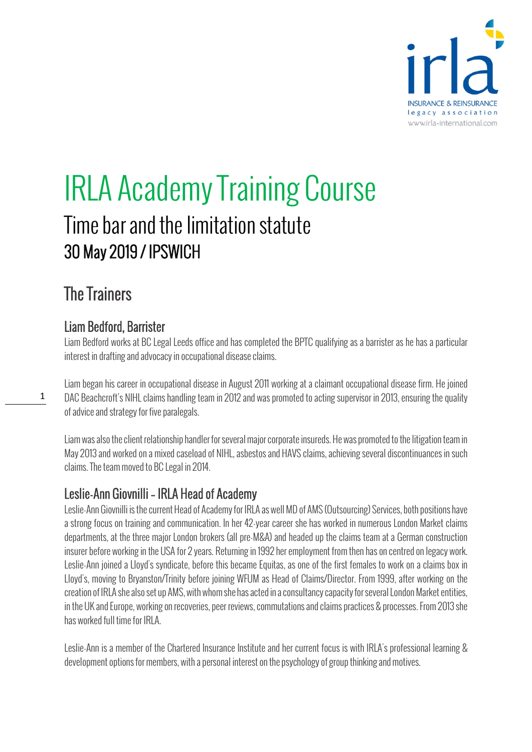# IRLA Academy Training Course

## Time bar and the limitation statute

### 30 May 2019 / IPSWICH

## The Trainers

### Liam Bedford, Barrister

Liam Bedford works at BC Legal Leeds office and has completed the BPTC qualifying as a barrister as he has a particular interest in drafting and advocacy in occupational disease claims.

Liam began his career in occupational disease in August 2011 working at a claimant occupational disease firm. He joined DAC Beachcroft's NIHL claims handling team in 2012 and was promoted to acting supervisor in 2013, ensuring the quality of advice and strategy for five paralegals.

Liam was also the client relationship handler for several major corporate insureds. He was promoted to the litigation team in May 2013 and worked on a mixed caseload of NIHL, asbestos and HAVS claims, achieving several discontinuances in such claims. The team moved to BC Legal in 2014.

### Leslie-Ann Giovnilli – IRLA Head of Academy

Leslie-Ann Giovnilli is the current Head of Academy for IRLA as well MD of AMS (Outsourcing) Services, both positions have a strong focus on training and communication. In her 42-year career she has worked in numerous London Market claims departments, at the three major London brokers (all pre-M&A) and headed up the claims team at a German construction insurer before working in the USA for 2 years. Returning in 1992 her employment from then has on centred on legacy work. Leslie-Ann joined a Lloyd's syndicate, before this became Equitas, as one of the first females to work on a claims box in Lloyd's, moving to Bryanston/Trinity before joining WFUM as Head of Claims/Director. From 1999, after working on the creation of IRLA she also set up AMS, with whom she has acted in a consultancy capacity for several London Market entities, in the UK and Europe, working on recoveries, peer reviews, commutations and claims practices & processes. From 2013 she has worked full time for IRLA.

Leslie-Ann is a member of the Chartered Insurance Institute and her current focus is with IRLA's professional learning & development options for members, with a personal interest on the psychology of group thinking and motives.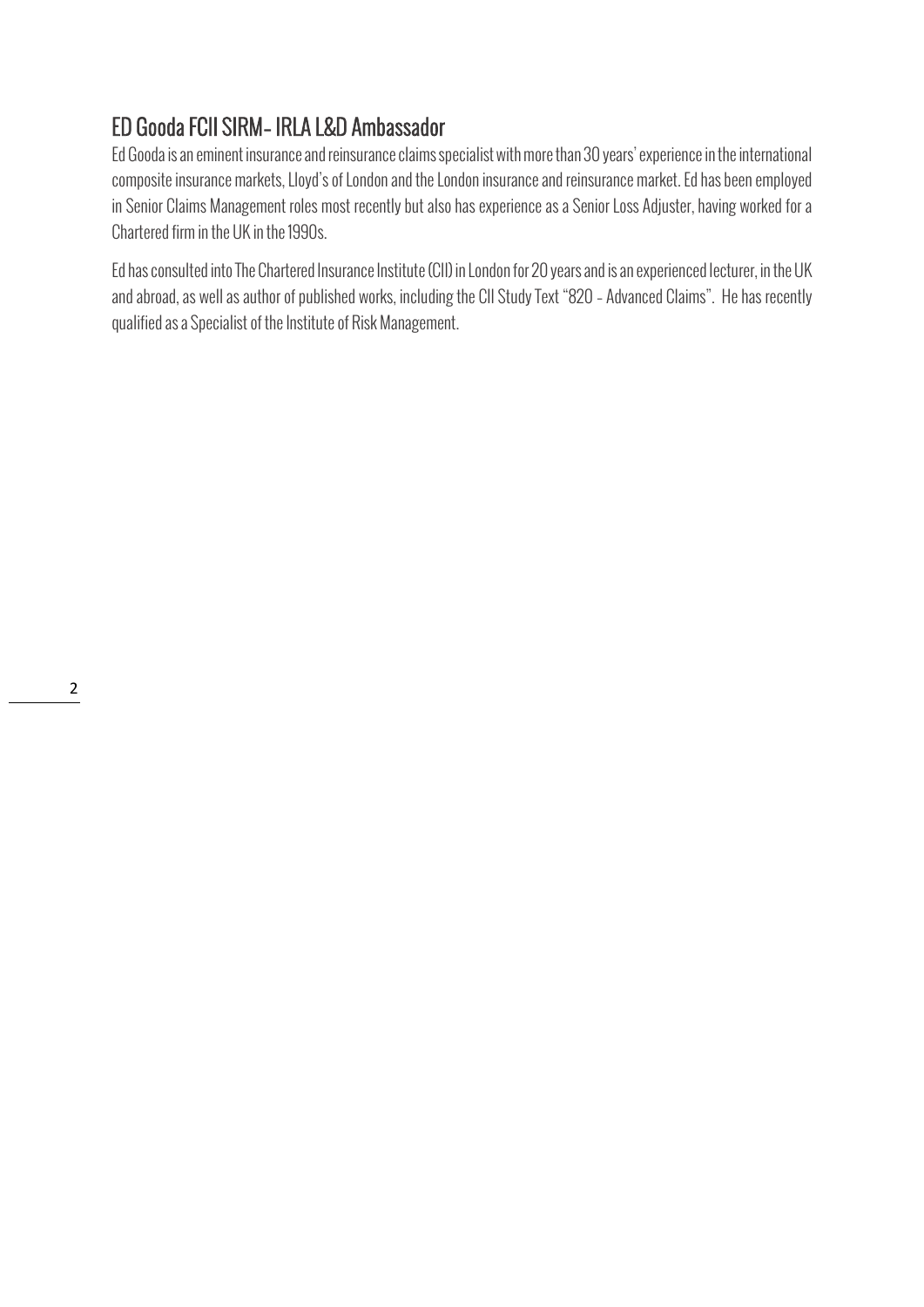## ED Gooda FCII SIRM- IRLA L&D Ambassador

Ed Gooda is an eminent insurance and reinsurance claims specialist with more than 30 years' experience in the international composite insurance markets, Lloyd's of London and the London insurance and reinsurance market. Ed has been employed in Senior Claims Management roles most recently but also has experience as a Senior Loss Adjuster, having worked for a Chartered firm in the UK in the 1990s.

Ed has consulted into The Chartered Insurance Institute (CII) in London for 20 years and is an experienced lecturer, in the UK and abroad, as well as author of published works, including the CII Study Text "820 - Advanced Claims". He has recently qualified as a Specialist of the Institute of Risk Management.